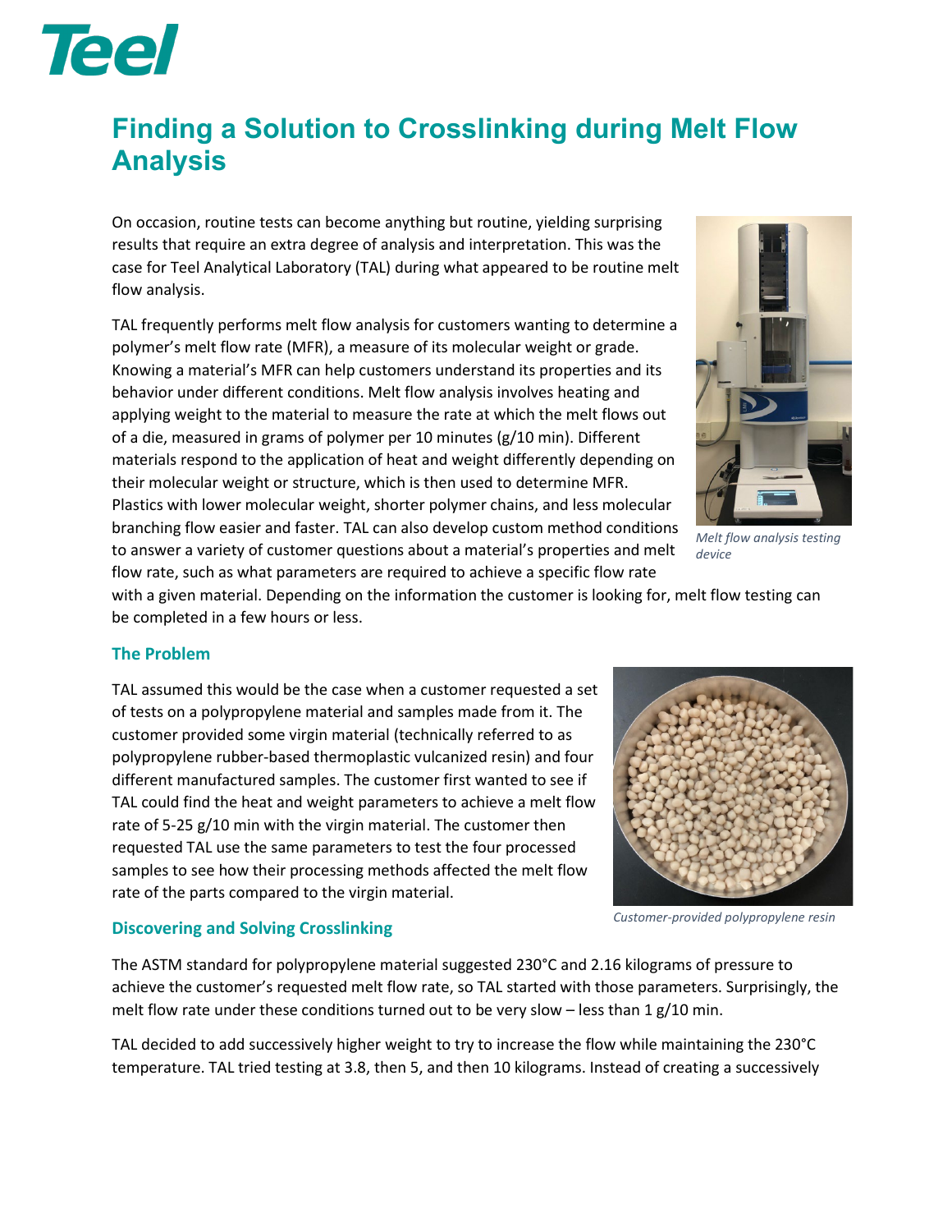# Teel

## Finding a Solution to Crosslinking during Melt Flow Analysis

On occasion, routine tests can become anything but routine, yielding surprising results that require an extra degree of analysis and interpretation. This was the case for Teel Analytical Laboratory (TAL) during what appeared to be routine melt flow analysis.

TAL frequently performs melt flow analysis for customers wanting to determine a polymer's melt flow rate (MFR), a measure of its molecular weight or grade. Knowing a material's MFR can help customers understand its properties and its behavior under different conditions. Melt flow analysis involves heating and applying weight to the material to measure the rate at which the melt flows out of a die, measured in grams of polymer per 10 minutes (g/10 min). Different materials respond to the application of heat and weight differently depending on their molecular weight or structure, which is then used to determine MFR. Plastics with lower molecular weight, shorter polymer chains, and less molecular branching flow easier and faster. TAL can also develop custom method conditions to answer a variety of customer questions about a material's properties and melt flow rate, such as what parameters are required to achieve a specific flow rate with a given material. Depending on the information the customer is looking for, melt flow testing can be completed in a few hours or less.

*Melt flow analysis testing device*

### The Problem

TAL assumed this would be the case when a customer requested a set of tests on a polypropylene material and samples made from it. The customer provided some virgin material (technically referred to as polypropylene rubber-based thermoplastic vulcanized resin) and four different manufactured samples. The customer first wanted to see if TAL could find the heat and weight parameters to achieve a melt flow rate of 5-25 g/10 min with the virgin material. The customer then requested TAL use the same parameters to test the four processed samples to see how their processing methods affected the melt flow rate of the parts compared to the virgin material.

*Customer-provided polypropylene resin*

### Discovering and Solving Crosslinking

The ASTM standard for polypropylene material suggested 230°C and 2.16 kilograms of pressure to achieve the customer's requested melt flow rate, so TAL started with those parameters. Surprisingly, the melt flow rate under these conditions turned out to be very slow – less than 1 g/10 min.

TAL decided to add successively higher weight to try to increase the flow while maintaining the 230°C temperature. TAL tried testing at 3.8, then 5, and then 10 kilograms. Instead of creating a successively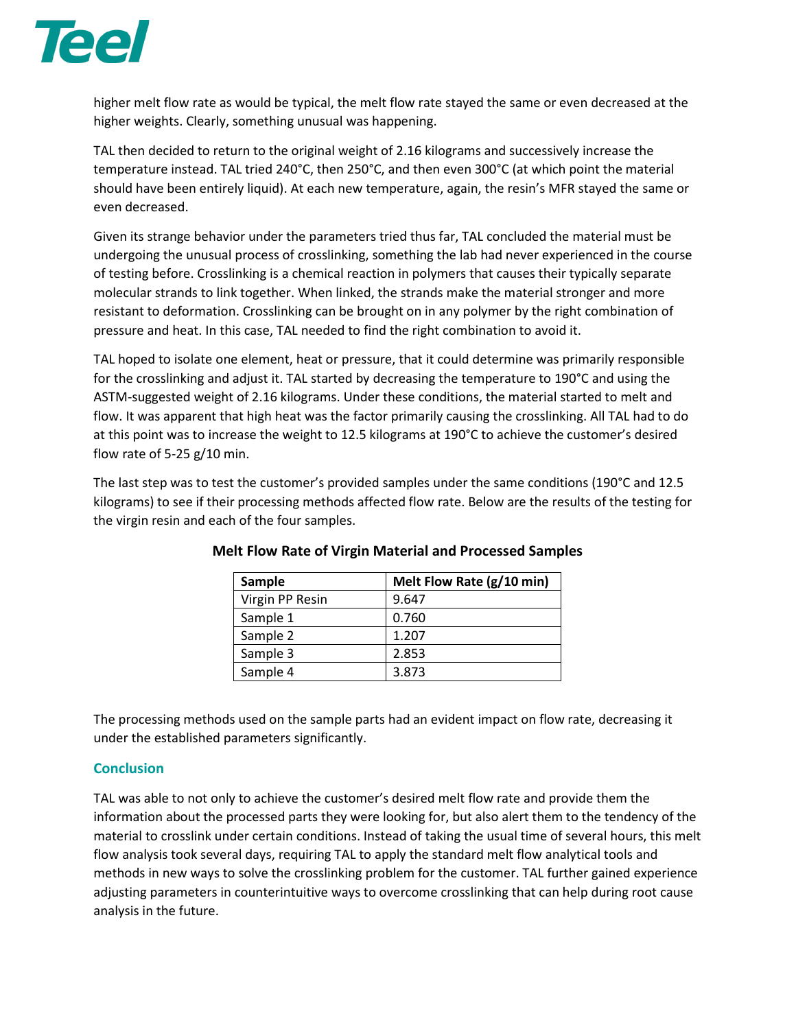higher melt flow rate as would be typical, the melt flow rate stayed the same or even decreased at the higher weights. Clearly, something unusual was happening.

TAL then decided to return to the original weight of 2.16 kilograms and successively increase the temperature instead. TAL tried 240°C, then 250°C, and then even 300°C (at which point the material should have been entirely liquid). At each new temperature, again, the resin's MFR stayed the same or even decreased.

Given its strange behavior under the parameters tried thus far, TAL concluded the material must be undergoing the unusual process of crosslinking, something the lab had never experienced in the course of testing before. Crosslinking is a chemical reaction in polymers that causes their typically separate molecular strands to link together. When linked, the strands make the material stronger and more resistant to deformation. Crosslinking can be brought on in any polymer by the right combination of pressure and heat. In this case, TAL needed to find the right combination to avoid it.

TAL hoped to isolate one element, heat or pressure, that it could determine was primarily responsible for the crosslinking and adjust it. TAL started by decreasing the temperature to 190°C and using the ASTM-suggested weight of 2.16 kilograms. Under these conditions, the material started to melt and flow. It was apparent that high heat was the factor primarily causing the crosslinking. All TAL had to do at this point was to increase the weight to 12.5 kilograms at 190°C to achieve the customer's desired flow rate of 5-25 g/10 min.

The last step was to test the customer's provided samples under the same conditions (190°C and 12.5 kilograms) to see if their processing methods affected flow rate. Below are the results of the testing for the virgin resin and each of the four samples.

**Melt Flow Rate of Virgin Material and Processed Samples**

| Sample | Melt Flow Rate (g/10 min) |
|---|---|
| Virgin PP Resin | 9.647 |
| Sample 1 | 0.760 |
| Sample 2 | 1.207 |
| Sample 3 | 2.853 |
| Sample 4 | 3.873 |

The processing methods used on the sample parts had an evident impact on flow rate, decreasing it under the established parameters significantly.

## Conclusion

TAL was able to not only to achieve the customer's desired melt flow rate and provide them the information about the processed parts they were looking for, but also alert them to the tendency of the material to crosslink under certain conditions. Instead of taking the usual time of several hours, this melt flow analysis took several days, requiring TAL to apply the standard melt flow analytical tools and methods in new ways to solve the crosslinking problem for the customer. TAL further gained experience adjusting parameters in counterintuitive ways to overcome crosslinking that can help during root cause analysis in the future.